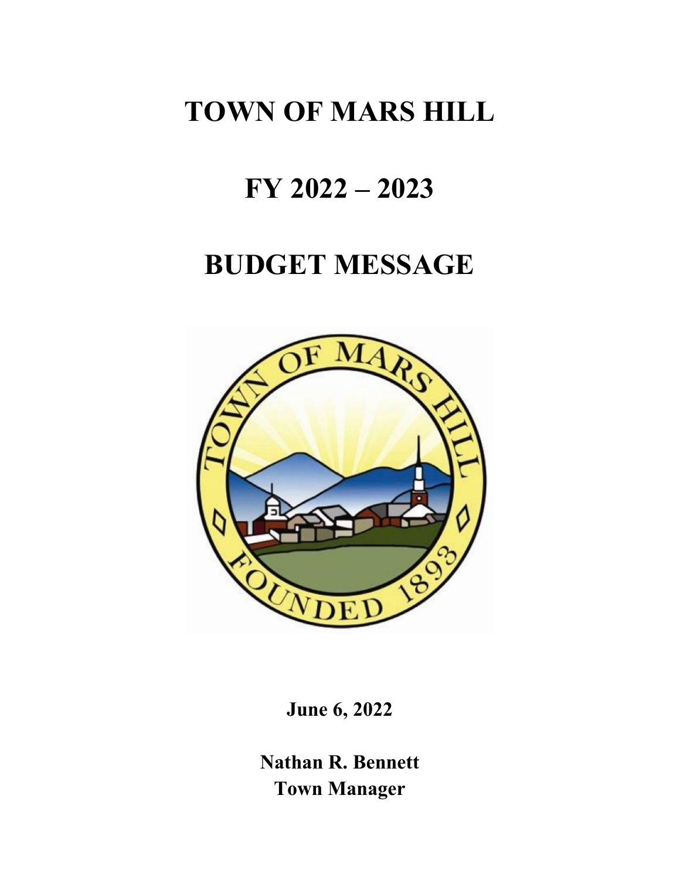# TOWN OF MARS HILL

# FY 2022 – 2023

# BUDGET MESSAGE

**June 6, 2022**

**Nathan R. Bennett**
**Town Manager**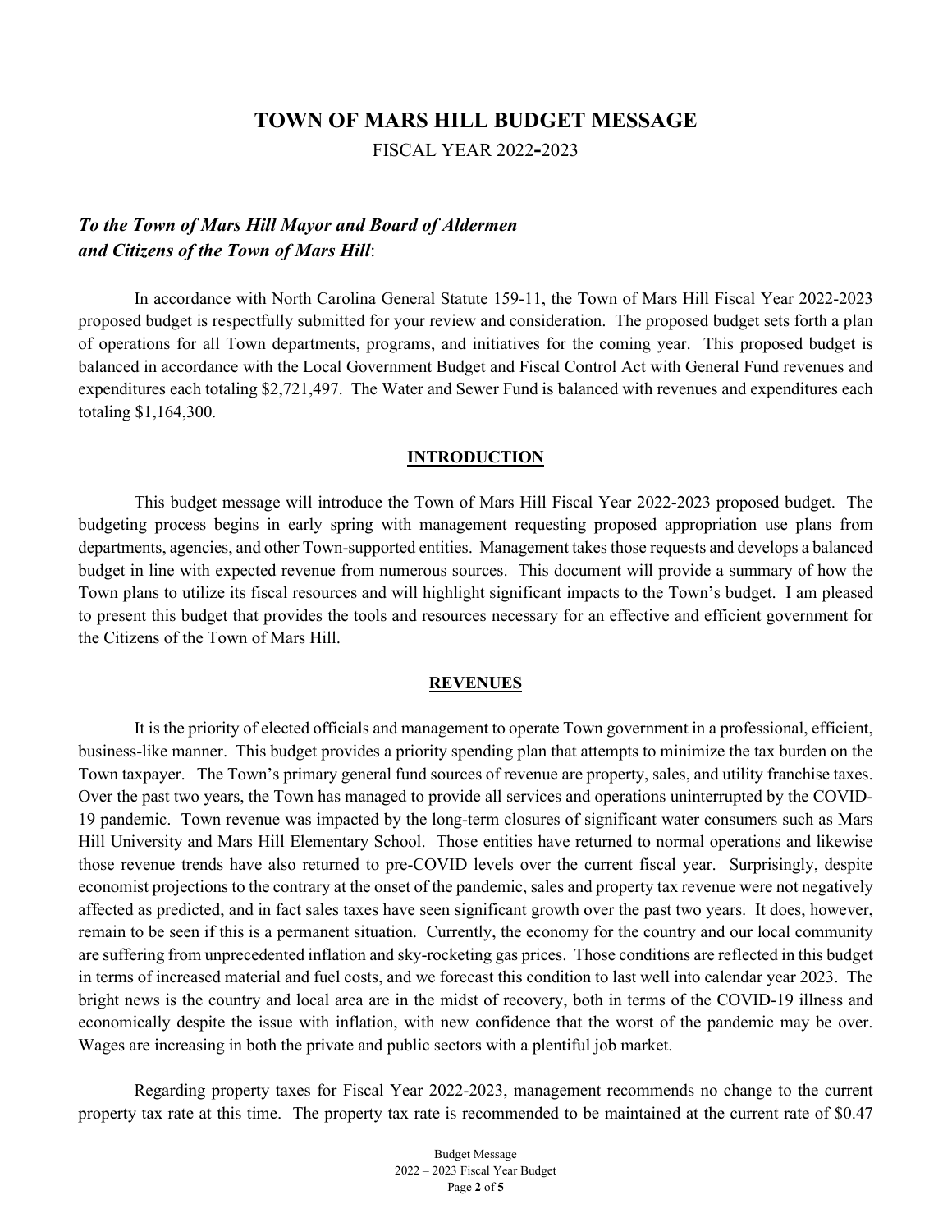# TOWN OF MARS HILL BUDGET MESSAGE

FISCAL YEAR 2022-2023

***To the Town of Mars Hill Mayor and Board of Aldermen and Citizens of the Town of Mars Hill*:**

In accordance with North Carolina General Statute 159-11, the Town of Mars Hill Fiscal Year 2022-2023 proposed budget is respectfully submitted for your review and consideration. The proposed budget sets forth a plan of operations for all Town departments, programs, and initiatives for the coming year. This proposed budget is balanced in accordance with the Local Government Budget and Fiscal Control Act with General Fund revenues and expenditures each totaling $2,721,497. The Water and Sewer Fund is balanced with revenues and expenditures each totaling $1,164,300.

## INTRODUCTION

This budget message will introduce the Town of Mars Hill Fiscal Year 2022-2023 proposed budget. The budgeting process begins in early spring with management requesting proposed appropriation use plans from departments, agencies, and other Town-supported entities. Management takes those requests and develops a balanced budget in line with expected revenue from numerous sources. This document will provide a summary of how the Town plans to utilize its fiscal resources and will highlight significant impacts to the Town's budget. I am pleased to present this budget that provides the tools and resources necessary for an effective and efficient government for the Citizens of the Town of Mars Hill.

## REVENUES

It is the priority of elected officials and management to operate Town government in a professional, efficient, business-like manner. This budget provides a priority spending plan that attempts to minimize the tax burden on the Town taxpayer. The Town's primary general fund sources of revenue are property, sales, and utility franchise taxes. Over the past two years, the Town has managed to provide all services and operations uninterrupted by the COVID-19 pandemic. Town revenue was impacted by the long-term closures of significant water consumers such as Mars Hill University and Mars Hill Elementary School. Those entities have returned to normal operations and likewise those revenue trends have also returned to pre-COVID levels over the current fiscal year. Surprisingly, despite economist projections to the contrary at the onset of the pandemic, sales and property tax revenue were not negatively affected as predicted, and in fact sales taxes have seen significant growth over the past two years. It does, however, remain to be seen if this is a permanent situation. Currently, the economy for the country and our local community are suffering from unprecedented inflation and sky-rocketing gas prices. Those conditions are reflected in this budget in terms of increased material and fuel costs, and we forecast this condition to last well into calendar year 2023. The bright news is the country and local area are in the midst of recovery, both in terms of the COVID-19 illness and economically despite the issue with inflation, with new confidence that the worst of the pandemic may be over. Wages are increasing in both the private and public sectors with a plentiful job market.

Regarding property taxes for Fiscal Year 2022-2023, management recommends no change to the current property tax rate at this time. The property tax rate is recommended to be maintained at the current rate of $0.47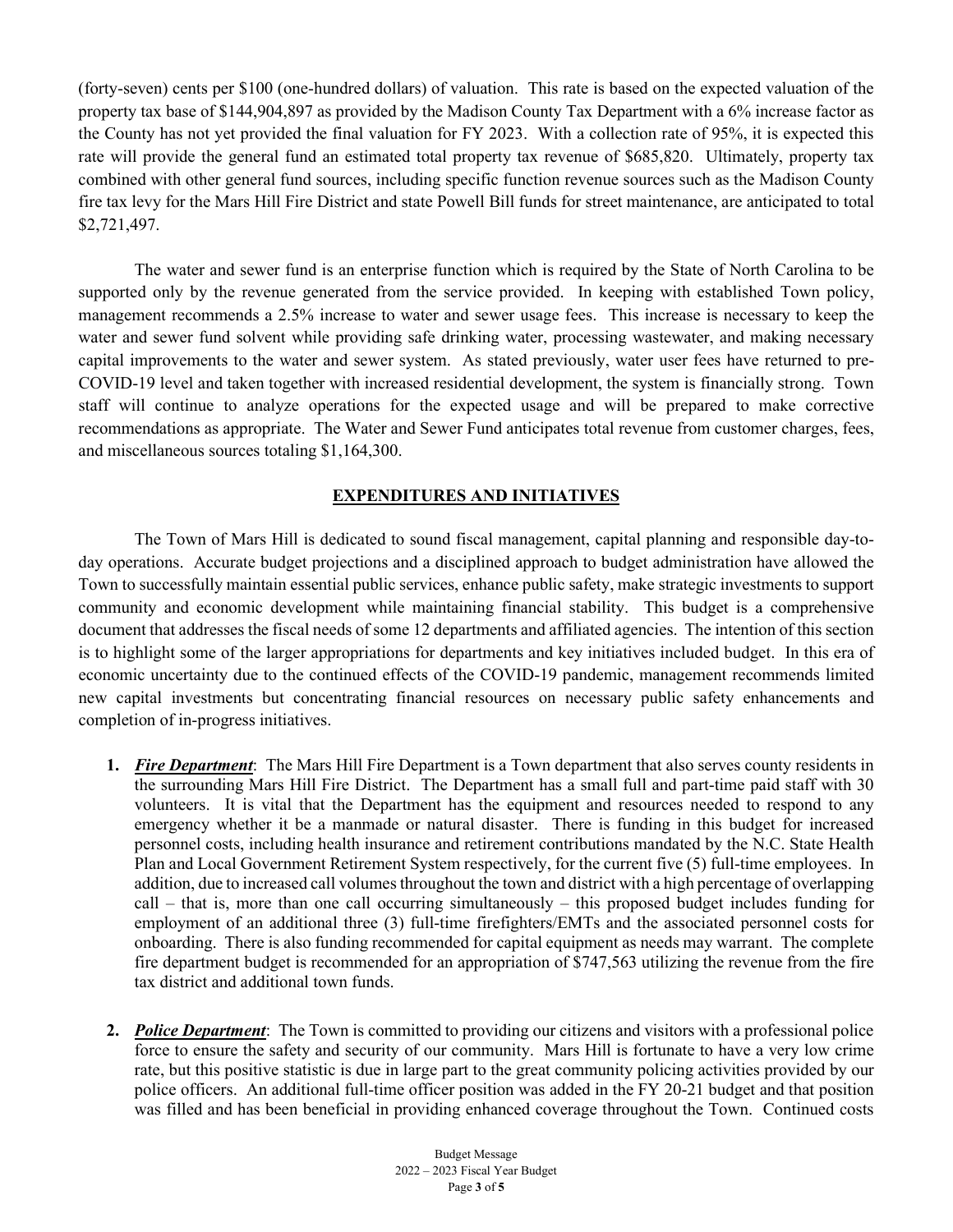(forty-seven) cents per $100 (one-hundred dollars) of valuation. This rate is based on the expected valuation of the property tax base of $144,904,897 as provided by the Madison County Tax Department with a 6% increase factor as the County has not yet provided the final valuation for FY 2023. With a collection rate of 95%, it is expected this rate will provide the general fund an estimated total property tax revenue of $685,820. Ultimately, property tax combined with other general fund sources, including specific function revenue sources such as the Madison County fire tax levy for the Mars Hill Fire District and state Powell Bill funds for street maintenance, are anticipated to total $2,721,497.

The water and sewer fund is an enterprise function which is required by the State of North Carolina to be supported only by the revenue generated from the service provided. In keeping with established Town policy, management recommends a 2.5% increase to water and sewer usage fees. This increase is necessary to keep the water and sewer fund solvent while providing safe drinking water, processing wastewater, and making necessary capital improvements to the water and sewer system. As stated previously, water user fees have returned to pre-COVID-19 level and taken together with increased residential development, the system is financially strong. Town staff will continue to analyze operations for the expected usage and will be prepared to make corrective recommendations as appropriate. The Water and Sewer Fund anticipates total revenue from customer charges, fees, and miscellaneous sources totaling $1,164,300.

## EXPENDITURES AND INITIATIVES

The Town of Mars Hill is dedicated to sound fiscal management, capital planning and responsible day-to-day operations. Accurate budget projections and a disciplined approach to budget administration have allowed the Town to successfully maintain essential public services, enhance public safety, make strategic investments to support community and economic development while maintaining financial stability. This budget is a comprehensive document that addresses the fiscal needs of some 12 departments and affiliated agencies. The intention of this section is to highlight some of the larger appropriations for departments and key initiatives included budget. In this era of economic uncertainty due to the continued effects of the COVID-19 pandemic, management recommends limited new capital investments but concentrating financial resources on necessary public safety enhancements and completion of in-progress initiatives.

1. ***Fire Department***: The Mars Hill Fire Department is a Town department that also serves county residents in the surrounding Mars Hill Fire District. The Department has a small full and part-time paid staff with 30 volunteers. It is vital that the Department has the equipment and resources needed to respond to any emergency whether it be a manmade or natural disaster. There is funding in this budget for increased personnel costs, including health insurance and retirement contributions mandated by the N.C. State Health Plan and Local Government Retirement System respectively, for the current five (5) full-time employees. In addition, due to increased call volumes throughout the town and district with a high percentage of overlapping call – that is, more than one call occurring simultaneously – this proposed budget includes funding for employment of an additional three (3) full-time firefighters/EMTs and the associated personnel costs for onboarding. There is also funding recommended for capital equipment as needs may warrant. The complete fire department budget is recommended for an appropriation of $747,563 utilizing the revenue from the fire tax district and additional town funds.

2. ***Police Department***: The Town is committed to providing our citizens and visitors with a professional police force to ensure the safety and security of our community. Mars Hill is fortunate to have a very low crime rate, but this positive statistic is due in large part to the great community policing activities provided by our police officers. An additional full-time officer position was added in the FY 20-21 budget and that position was filled and has been beneficial in providing enhanced coverage throughout the Town. Continued costs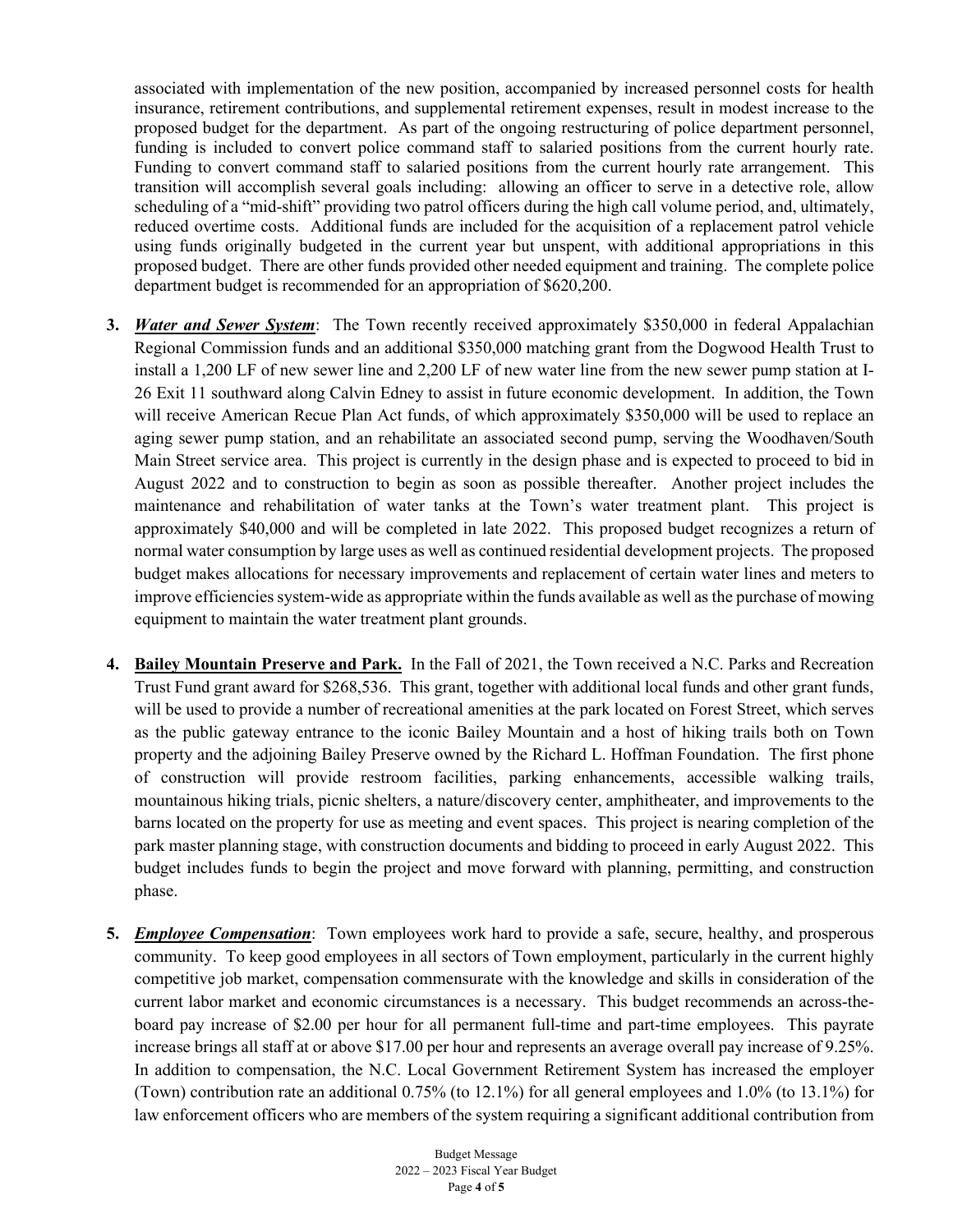associated with implementation of the new position, accompanied by increased personnel costs for health insurance, retirement contributions, and supplemental retirement expenses, result in modest increase to the proposed budget for the department. As part of the ongoing restructuring of police department personnel, funding is included to convert police command staff to salaried positions from the current hourly rate. Funding to convert command staff to salaried positions from the current hourly rate arrangement. This transition will accomplish several goals including: allowing an officer to serve in a detective role, allow scheduling of a "mid-shift" providing two patrol officers during the high call volume period, and, ultimately, reduced overtime costs. Additional funds are included for the acquisition of a replacement patrol vehicle using funds originally budgeted in the current year but unspent, with additional appropriations in this proposed budget. There are other funds provided other needed equipment and training. The complete police department budget is recommended for an appropriation of $620,200.

3. ***Water and Sewer System***: The Town recently received approximately $350,000 in federal Appalachian Regional Commission funds and an additional $350,000 matching grant from the Dogwood Health Trust to install a 1,200 LF of new sewer line and 2,200 LF of new water line from the new sewer pump station at I-26 Exit 11 southward along Calvin Edney to assist in future economic development. In addition, the Town will receive American Recue Plan Act funds, of which approximately $350,000 will be used to replace an aging sewer pump station, and an rehabilitate an associated second pump, serving the Woodhaven/South Main Street service area. This project is currently in the design phase and is expected to proceed to bid in August 2022 and to construction to begin as soon as possible thereafter. Another project includes the maintenance and rehabilitation of water tanks at the Town's water treatment plant. This project is approximately $40,000 and will be completed in late 2022. This proposed budget recognizes a return of normal water consumption by large uses as well as continued residential development projects. The proposed budget makes allocations for necessary improvements and replacement of certain water lines and meters to improve efficiencies system-wide as appropriate within the funds available as well as the purchase of mowing equipment to maintain the water treatment plant grounds.

4. **Bailey Mountain Preserve and Park.** In the Fall of 2021, the Town received a N.C. Parks and Recreation Trust Fund grant award for $268,536. This grant, together with additional local funds and other grant funds, will be used to provide a number of recreational amenities at the park located on Forest Street, which serves as the public gateway entrance to the iconic Bailey Mountain and a host of hiking trails both on Town property and the adjoining Bailey Preserve owned by the Richard L. Hoffman Foundation. The first phone of construction will provide restroom facilities, parking enhancements, accessible walking trails, mountainous hiking trials, picnic shelters, a nature/discovery center, amphitheater, and improvements to the barns located on the property for use as meeting and event spaces. This project is nearing completion of the park master planning stage, with construction documents and bidding to proceed in early August 2022. This budget includes funds to begin the project and move forward with planning, permitting, and construction phase.

5. ***Employee Compensation***: Town employees work hard to provide a safe, secure, healthy, and prosperous community. To keep good employees in all sectors of Town employment, particularly in the current highly competitive job market, compensation commensurate with the knowledge and skills in consideration of the current labor market and economic circumstances is a necessary. This budget recommends an across-the-board pay increase of $2.00 per hour for all permanent full-time and part-time employees. This payrate increase brings all staff at or above $17.00 per hour and represents an average overall pay increase of 9.25%. In addition to compensation, the N.C. Local Government Retirement System has increased the employer (Town) contribution rate an additional 0.75% (to 12.1%) for all general employees and 1.0% (to 13.1%) for law enforcement officers who are members of the system requiring a significant additional contribution from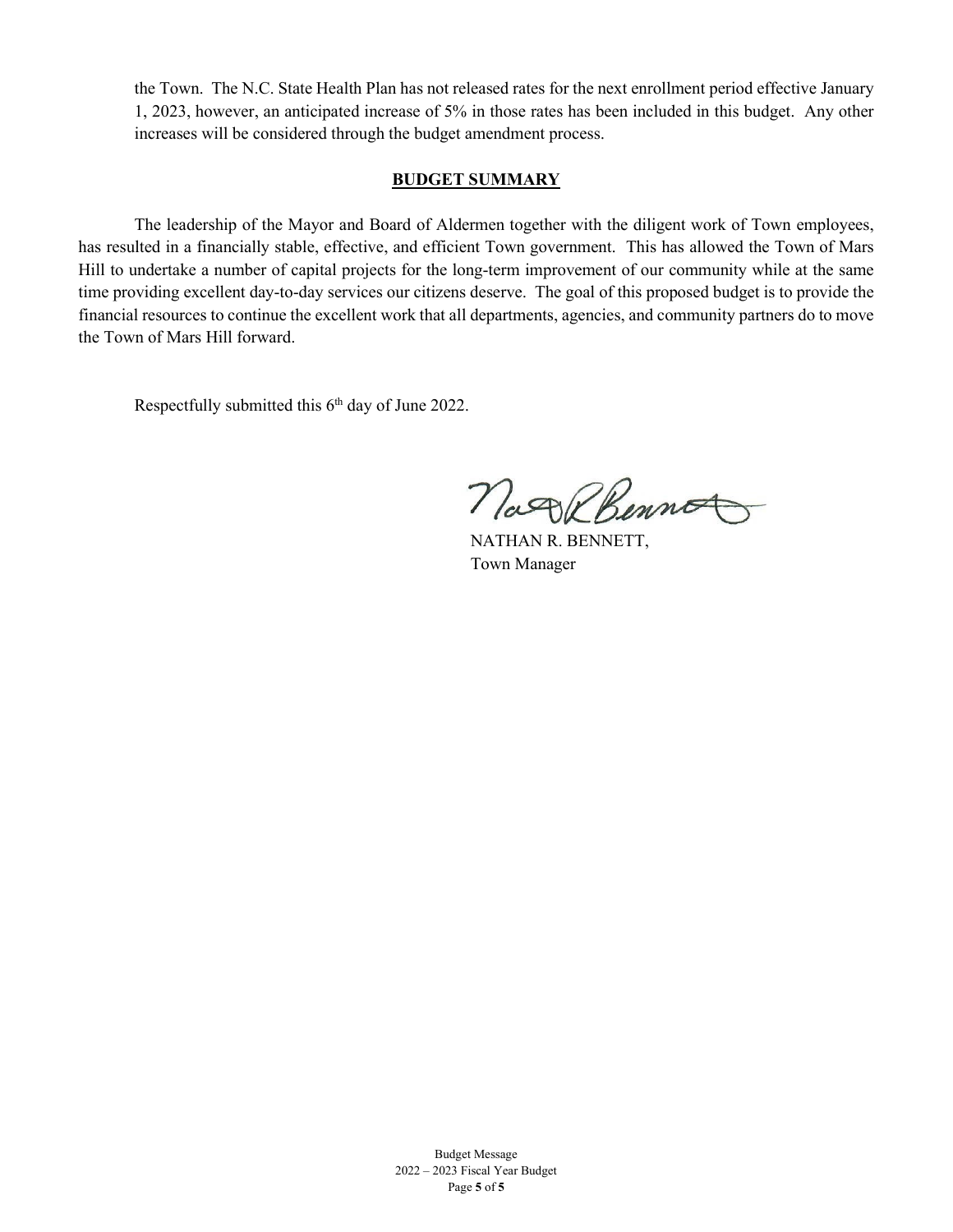the Town. The N.C. State Health Plan has not released rates for the next enrollment period effective January 1, 2023, however, an anticipated increase of 5% in those rates has been included in this budget. Any other increases will be considered through the budget amendment process.

## BUDGET SUMMARY

The leadership of the Mayor and Board of Aldermen together with the diligent work of Town employees, has resulted in a financially stable, effective, and efficient Town government. This has allowed the Town of Mars Hill to undertake a number of capital projects for the long-term improvement of our community while at the same time providing excellent day-to-day services our citizens deserve. The goal of this proposed budget is to provide the financial resources to continue the excellent work that all departments, agencies, and community partners do to move the Town of Mars Hill forward.

Respectfully submitted this 6th day of June 2022.

NATHAN R. BENNETT,
Town Manager